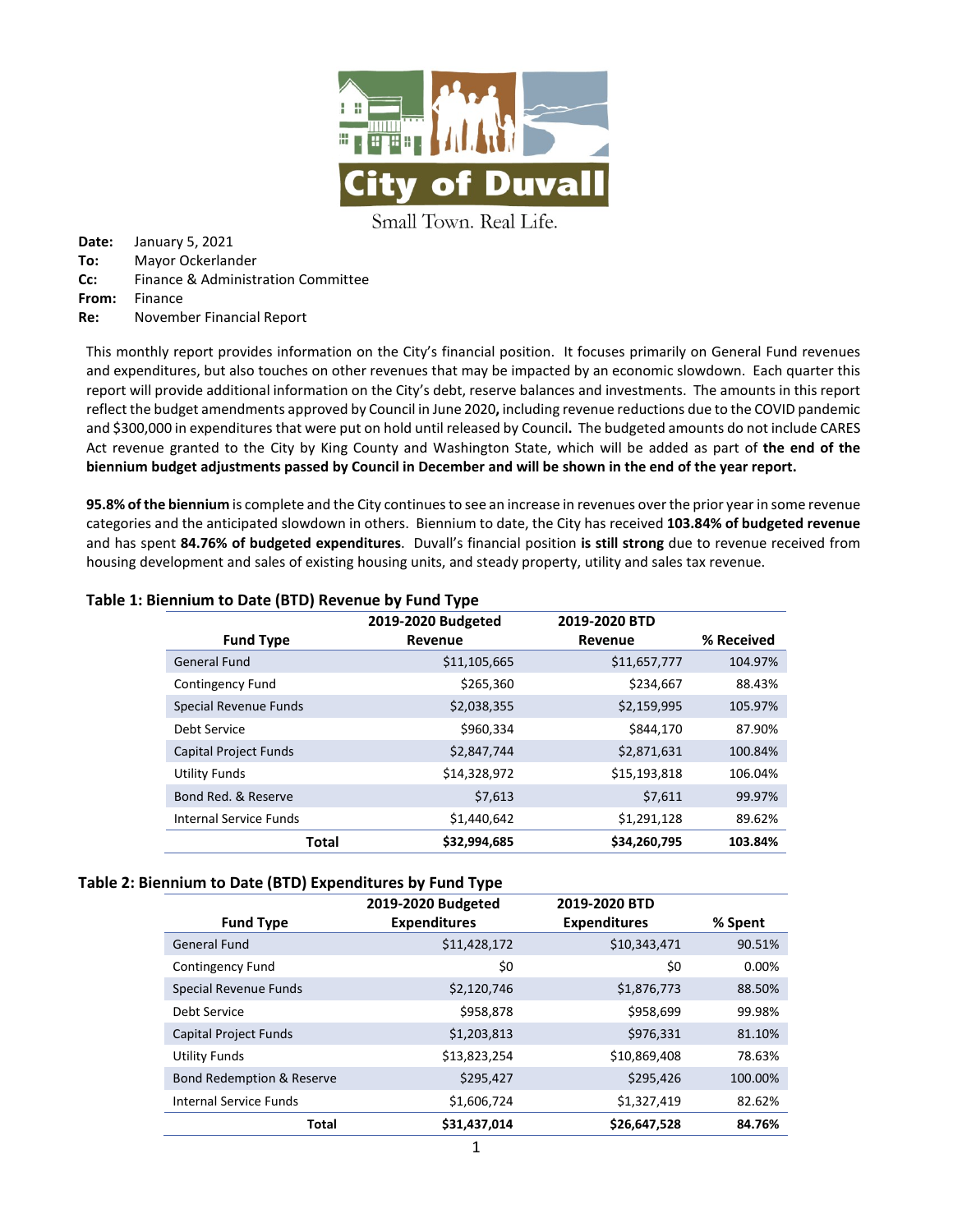City of Duvall

Small Town. Real Life.

**Date:** January 5, 2021
**To:** Mayor Ockerlander
**Cc:** Finance & Administration Committee
**From:** Finance
**Re:** November Financial Report

This monthly report provides information on the City's financial position. It focuses primarily on General Fund revenues and expenditures, but also touches on other revenues that may be impacted by an economic slowdown. Each quarter this report will provide additional information on the City's debt, reserve balances and investments. The amounts in this report reflect the budget amendments approved by Council in June 2020**,** including revenue reductions due to the COVID pandemic and $300,000 in expenditures that were put on hold until released by Council**.** The budgeted amounts do not include CARES Act revenue granted to the City by King County and Washington State, which will be added as part of **the end of the biennium budget adjustments passed by Council in December and will be shown in the end of the year report.**

**95.8% of the biennium** is complete and the City continues to see an increase in revenues over the prior year in some revenue categories and the anticipated slowdown in others. Biennium to date, the City has received **103.84% of budgeted revenue** and has spent **84.76% of budgeted expenditures**. Duvall's financial position **is still strong** due to revenue received from housing development and sales of existing housing units, and steady property, utility and sales tax revenue.

**Table 1: Biennium to Date (BTD) Revenue by Fund Type**

| Fund Type | 2019-2020 Budgeted Revenue | 2019-2020 BTD Revenue | % Received |
|---|---|---|---|
| General Fund | $11,105,665 | $11,657,777 | 104.97% |
| Contingency Fund | $265,360 | $234,667 | 88.43% |
| Special Revenue Funds | $2,038,355 | $2,159,995 | 105.97% |
| Debt Service | $960,334 | $844,170 | 87.90% |
| Capital Project Funds | $2,847,744 | $2,871,631 | 100.84% |
| Utility Funds | $14,328,972 | $15,193,818 | 106.04% |
| Bond Red. & Reserve | $7,613 | $7,611 | 99.97% |
| Internal Service Funds | $1,440,642 | $1,291,128 | 89.62% |
| **Total** | **$32,994,685** | **$34,260,795** | **103.84%** |

**Table 2: Biennium to Date (BTD) Expenditures by Fund Type**

| Fund Type | 2019-2020 Budgeted Expenditures | 2019-2020 BTD Expenditures | % Spent |
|---|---|---|---|
| General Fund | $11,428,172 | $10,343,471 | 90.51% |
| Contingency Fund | $0 | $0 | 0.00% |
| Special Revenue Funds | $2,120,746 | $1,876,773 | 88.50% |
| Debt Service | $958,878 | $958,699 | 99.98% |
| Capital Project Funds | $1,203,813 | $976,331 | 81.10% |
| Utility Funds | $13,823,254 | $10,869,408 | 78.63% |
| Bond Redemption & Reserve | $295,427 | $295,426 | 100.00% |
| Internal Service Funds | $1,606,724 | $1,327,419 | 82.62% |
| **Total** | **$31,437,014** | **$26,647,528** | **84.76%** |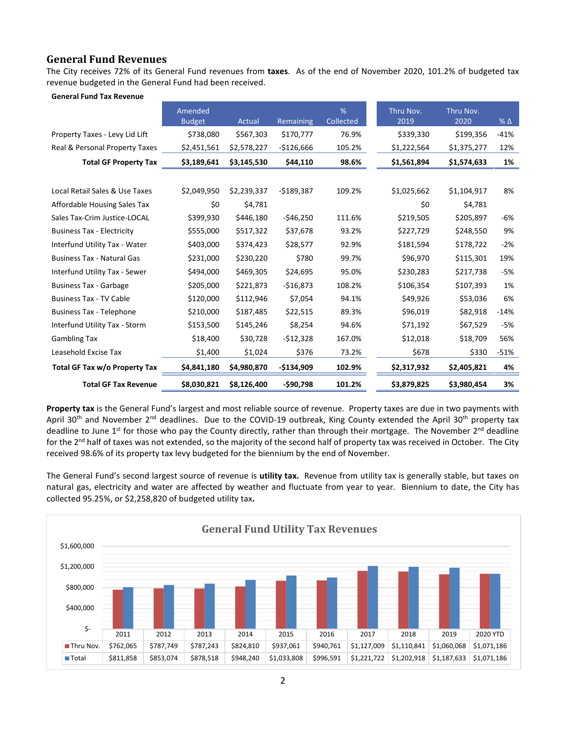## General Fund Revenues

The City receives 72% of its General Fund revenues from **taxes**. As of the end of November 2020, 101.2% of budgeted tax revenue budgeted in the General Fund had been received.

**General Fund Tax Revenue**

| | Amended Budget | Actual | Remaining | % Collected | Thru Nov. 2019 | Thru Nov. 2020 | % Δ |
|---|---|---|---|---|---|---|---|
| Property Taxes - Levy Lid Lift | $738,080 | $567,303 | $170,777 | 76.9% | $339,330 | $199,356 | -41% |
| Real & Personal Property Taxes | $2,451,561 | $2,578,227 | -$126,666 | 105.2% | $1,222,564 | $1,375,277 | 12% |
| **Total GF Property Tax** | **$3,189,641** | **$3,145,530** | **$44,110** | **98.6%** | **$1,561,894** | **$1,574,633** | **1%** |
| Local Retail Sales & Use Taxes | $2,049,950 | $2,239,337 | -$189,387 | 109.2% | $1,025,662 | $1,104,917 | 8% |
| Affordable Housing Sales Tax | $0 | $4,781 | | | $0 | $4,781 | |
| Sales Tax-Crim Justice-LOCAL | $399,930 | $446,180 | -$46,250 | 111.6% | $219,505 | $205,897 | -6% |
| Business Tax - Electricity | $555,000 | $517,322 | $37,678 | 93.2% | $227,729 | $248,550 | 9% |
| Interfund Utility Tax - Water | $403,000 | $374,423 | $28,577 | 92.9% | $181,594 | $178,722 | -2% |
| Business Tax - Natural Gas | $231,000 | $230,220 | $780 | 99.7% | $96,970 | $115,301 | 19% |
| Interfund Utility Tax - Sewer | $494,000 | $469,305 | $24,695 | 95.0% | $230,283 | $217,738 | -5% |
| Business Tax - Garbage | $205,000 | $221,873 | -$16,873 | 108.2% | $106,354 | $107,393 | 1% |
| Business Tax - TV Cable | $120,000 | $112,946 | $7,054 | 94.1% | $49,926 | $53,036 | 6% |
| Business Tax - Telephone | $210,000 | $187,485 | $22,515 | 89.3% | $96,019 | $82,918 | -14% |
| Interfund Utility Tax - Storm | $153,500 | $145,246 | $8,254 | 94.6% | $71,192 | $67,529 | -5% |
| Gambling Tax | $18,400 | $30,728 | -$12,328 | 167.0% | $12,018 | $18,709 | 56% |
| Leasehold Excise Tax | $1,400 | $1,024 | $376 | 73.2% | $678 | $330 | -51% |
| **Total GF Tax w/o Property Tax** | **$4,841,180** | **$4,980,870** | **-$134,909** | **102.9%** | **$2,317,932** | **$2,405,821** | **4%** |
| **Total GF Tax Revenue** | **$8,030,821** | **$8,126,400** | **-$90,798** | **101.2%** | **$3,879,825** | **$3,980,454** | **3%** |

**Property tax** is the General Fund's largest and most reliable source of revenue. Property taxes are due in two payments with April 30th and November 2nd deadlines. Due to the COVID-19 outbreak, King County extended the April 30th property tax deadline to June 1st for those who pay the County directly, rather than through their mortgage. The November 2nd deadline for the 2nd half of taxes was not extended, so the majority of the second half of property tax was received in October. The City received 98.6% of its property tax levy budgeted for the biennium by the end of November.

The General Fund's second largest source of revenue is **utility tax.** Revenue from utility tax is generally stable, but taxes on natural gas, electricity and water are affected by weather and fluctuate from year to year. Biennium to date, the City has collected 95.25%, or $2,258,820 of budgeted utility tax**.**

**General Fund Utility Tax Revenues**

| | 2011 | 2012 | 2013 | 2014 | 2015 | 2016 | 2017 | 2018 | 2019 | 2020 YTD |
|---|---|---|---|---|---|---|---|---|---|---|
| Thru Nov. | $762,065 | $787,749 | $787,243 | $824,810 | $937,061 | $940,761 | $1,127,009 | $1,110,841 | $1,060,068 | $1,071,186 |
| Total | $811,858 | $853,074 | $878,518 | $948,240 | $1,033,808 | $996,591 | $1,221,722 | $1,202,918 | $1,187,633 | $1,071,186 |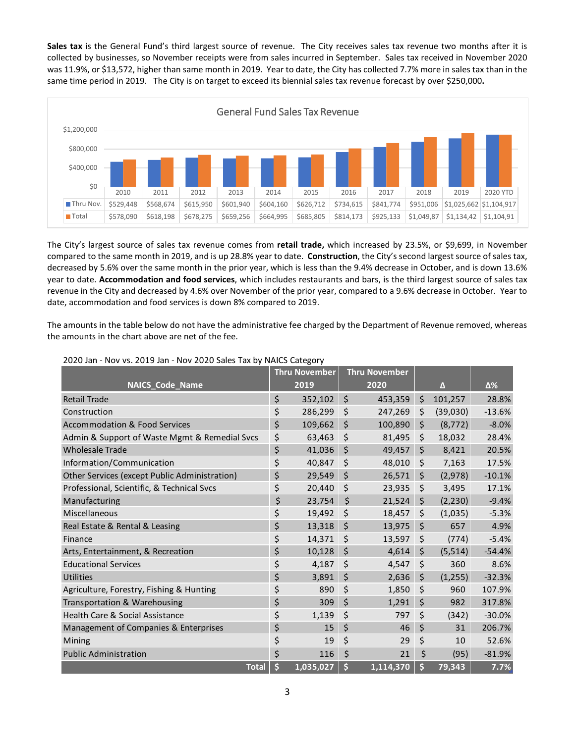**Sales tax** is the General Fund's third largest source of revenue. The City receives sales tax revenue two months after it is collected by businesses, so November receipts were from sales incurred in September. Sales tax received in November 2020 was 11.9%, or $13,572, higher than same month in 2019. Year to date, the City has collected 7.7% more in sales tax than in the same time period in 2019. The City is on target to exceed its biennial sales tax revenue forecast by over $250,000**.**

General Fund Sales Tax Revenue

| | 2010 | 2011 | 2012 | 2013 | 2014 | 2015 | 2016 | 2017 | 2018 | 2019 | 2020 YTD |
|---|---|---|---|---|---|---|---|---|---|---|---|
| Thru Nov. | $529,448 | $568,674 | $615,950 | $601,940 | $604,160 | $626,712 | $734,615 | $841,774 | $951,006 | $1,025,662 | $1,104,917 |
| Total | $578,090 | $618,198 | $678,275 | $659,256 | $664,995 | $685,805 | $814,173 | $925,133 | $1,049,87 | $1,134,42 | $1,104,91 |

The City's largest source of sales tax revenue comes from **retail trade,** which increased by 23.5%, or $9,699, in November compared to the same month in 2019, and is up 28.8% year to date. **Construction**, the City's second largest source of sales tax, decreased by 5.6% over the same month in the prior year, which is less than the 9.4% decrease in October, and is down 13.6% year to date. **Accommodation and food services**, which includes restaurants and bars, is the third largest source of sales tax revenue in the City and decreased by 4.6% over November of the prior year, compared to a 9.6% decrease in October. Year to date, accommodation and food services is down 8% compared to 2019.

The amounts in the table below do not have the administrative fee charged by the Department of Revenue removed, whereas the amounts in the chart above are net of the fee.

2020 Jan - Nov vs. 2019 Jan - Nov 2020 Sales Tax by NAICS Category

| NAICS_Code_Name | Thru November 2019 | Thru November 2020 | Δ | Δ% |
|---|---|---|---|---|
| Retail Trade | $ 352,102 | $ 453,359 | $ 101,257 | 28.8% |
| Construction | $ 286,299 | $ 247,269 | $ (39,030) | -13.6% |
| Accommodation & Food Services | $ 109,662 | $ 100,890 | $ (8,772) | -8.0% |
| Admin & Support of Waste Mgmt & Remedial Svcs | $ 63,463 | $ 81,495 | $ 18,032 | 28.4% |
| Wholesale Trade | $ 41,036 | $ 49,457 | $ 8,421 | 20.5% |
| Information/Communication | $ 40,847 | $ 48,010 | $ 7,163 | 17.5% |
| Other Services (except Public Administration) | $ 29,549 | $ 26,571 | $ (2,978) | -10.1% |
| Professional, Scientific, & Technical Svcs | $ 20,440 | $ 23,935 | $ 3,495 | 17.1% |
| Manufacturing | $ 23,754 | $ 21,524 | $ (2,230) | -9.4% |
| Miscellaneous | $ 19,492 | $ 18,457 | $ (1,035) | -5.3% |
| Real Estate & Rental & Leasing | $ 13,318 | $ 13,975 | $ 657 | 4.9% |
| Finance | $ 14,371 | $ 13,597 | $ (774) | -5.4% |
| Arts, Entertainment, & Recreation | $ 10,128 | $ 4,614 | $ (5,514) | -54.4% |
| Educational Services | $ 4,187 | $ 4,547 | $ 360 | 8.6% |
| Utilities | $ 3,891 | $ 2,636 | $ (1,255) | -32.3% |
| Agriculture, Forestry, Fishing & Hunting | $ 890 | $ 1,850 | $ 960 | 107.9% |
| Transportation & Warehousing | $ 309 | $ 1,291 | $ 982 | 317.8% |
| Health Care & Social Assistance | $ 1,139 | $ 797 | $ (342) | -30.0% |
| Management of Companies & Enterprises | $ 15 | $ 46 | $ 31 | 206.7% |
| Mining | $ 19 | $ 29 | $ 10 | 52.6% |
| Public Administration | $ 116 | $ 21 | $ (95) | -81.9% |
| **Total** | **$ 1,035,027** | **$ 1,114,370** | **$ 79,343** | **7.7%** |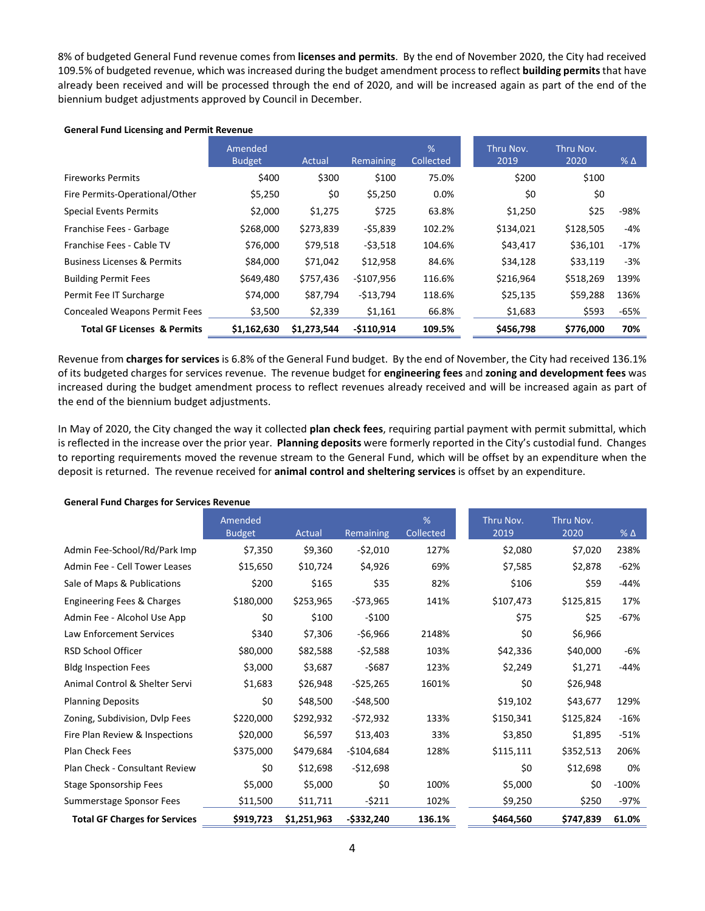8% of budgeted General Fund revenue comes from **licenses and permits**. By the end of November 2020, the City had received 109.5% of budgeted revenue, which was increased during the budget amendment process to reflect **building permits** that have already been received and will be processed through the end of 2020, and will be increased again as part of the end of the biennium budget adjustments approved by Council in December.

**General Fund Licensing and Permit Revenue**

| | Amended Budget | Actual | Remaining | % Collected | Thru Nov. 2019 | Thru Nov. 2020 | % Δ |
|---|---|---|---|---|---|---|---|
| Fireworks Permits | $400 | $300 | $100 | 75.0% | $200 | $100 | |
| Fire Permits-Operational/Other | $5,250 | $0 | $5,250 | 0.0% | $0 | $0 | |
| Special Events Permits | $2,000 | $1,275 | $725 | 63.8% | $1,250 | $25 | -98% |
| Franchise Fees - Garbage | $268,000 | $273,839 | -$5,839 | 102.2% | $134,021 | $128,505 | -4% |
| Franchise Fees - Cable TV | $76,000 | $79,518 | -$3,518 | 104.6% | $43,417 | $36,101 | -17% |
| Business Licenses & Permits | $84,000 | $71,042 | $12,958 | 84.6% | $34,128 | $33,119 | -3% |
| Building Permit Fees | $649,480 | $757,436 | -$107,956 | 116.6% | $216,964 | $518,269 | 139% |
| Permit Fee IT Surcharge | $74,000 | $87,794 | -$13,794 | 118.6% | $25,135 | $59,288 | 136% |
| Concealed Weapons Permit Fees | $3,500 | $2,339 | $1,161 | 66.8% | $1,683 | $593 | -65% |
| **Total GF Licenses & Permits** | **$1,162,630** | **$1,273,544** | **-$110,914** | **109.5%** | **$456,798** | **$776,000** | **70%** |

Revenue from **charges for services** is 6.8% of the General Fund budget. By the end of November, the City had received 136.1% of its budgeted charges for services revenue. The revenue budget for **engineering fees** and **zoning and development fees** was increased during the budget amendment process to reflect revenues already received and will be increased again as part of the end of the biennium budget adjustments.

In May of 2020, the City changed the way it collected **plan check fees**, requiring partial payment with permit submittal, which is reflected in the increase over the prior year. **Planning deposits** were formerly reported in the City's custodial fund. Changes to reporting requirements moved the revenue stream to the General Fund, which will be offset by an expenditure when the deposit is returned. The revenue received for **animal control and sheltering services** is offset by an expenditure.

**General Fund Charges for Services Revenue**

| | Amended Budget | Actual | Remaining | % Collected | Thru Nov. 2019 | Thru Nov. 2020 | % Δ |
|---|---|---|---|---|---|---|---|
| Admin Fee-School/Rd/Park Imp | $7,350 | $9,360 | -$2,010 | 127% | $2,080 | $7,020 | 238% |
| Admin Fee - Cell Tower Leases | $15,650 | $10,724 | $4,926 | 69% | $7,585 | $2,878 | -62% |
| Sale of Maps & Publications | $200 | $165 | $35 | 82% | $106 | $59 | -44% |
| Engineering Fees & Charges | $180,000 | $253,965 | -$73,965 | 141% | $107,473 | $125,815 | 17% |
| Admin Fee - Alcohol Use App | $0 | $100 | -$100 | | $75 | $25 | -67% |
| Law Enforcement Services | $340 | $7,306 | -$6,966 | 2148% | $0 | $6,966 | |
| RSD School Officer | $80,000 | $82,588 | -$2,588 | 103% | $42,336 | $40,000 | -6% |
| Bldg Inspection Fees | $3,000 | $3,687 | -$687 | 123% | $2,249 | $1,271 | -44% |
| Animal Control & Shelter Servi | $1,683 | $26,948 | -$25,265 | 1601% | $0 | $26,948 | |
| Planning Deposits | $0 | $48,500 | -$48,500 | | $19,102 | $43,677 | 129% |
| Zoning, Subdivision, Dvlp Fees | $220,000 | $292,932 | -$72,932 | 133% | $150,341 | $125,824 | -16% |
| Fire Plan Review & Inspections | $20,000 | $6,597 | $13,403 | 33% | $3,850 | $1,895 | -51% |
| Plan Check Fees | $375,000 | $479,684 | -$104,684 | 128% | $115,111 | $352,513 | 206% |
| Plan Check - Consultant Review | $0 | $12,698 | -$12,698 | | $0 | $12,698 | 0% |
| Stage Sponsorship Fees | $5,000 | $5,000 | $0 | 100% | $5,000 | $0 | -100% |
| Summerstage Sponsor Fees | $11,500 | $11,711 | -$211 | 102% | $9,250 | $250 | -97% |
| **Total GF Charges for Services** | **$919,723** | **$1,251,963** | **-$332,240** | **136.1%** | **$464,560** | **$747,839** | **61.0%** |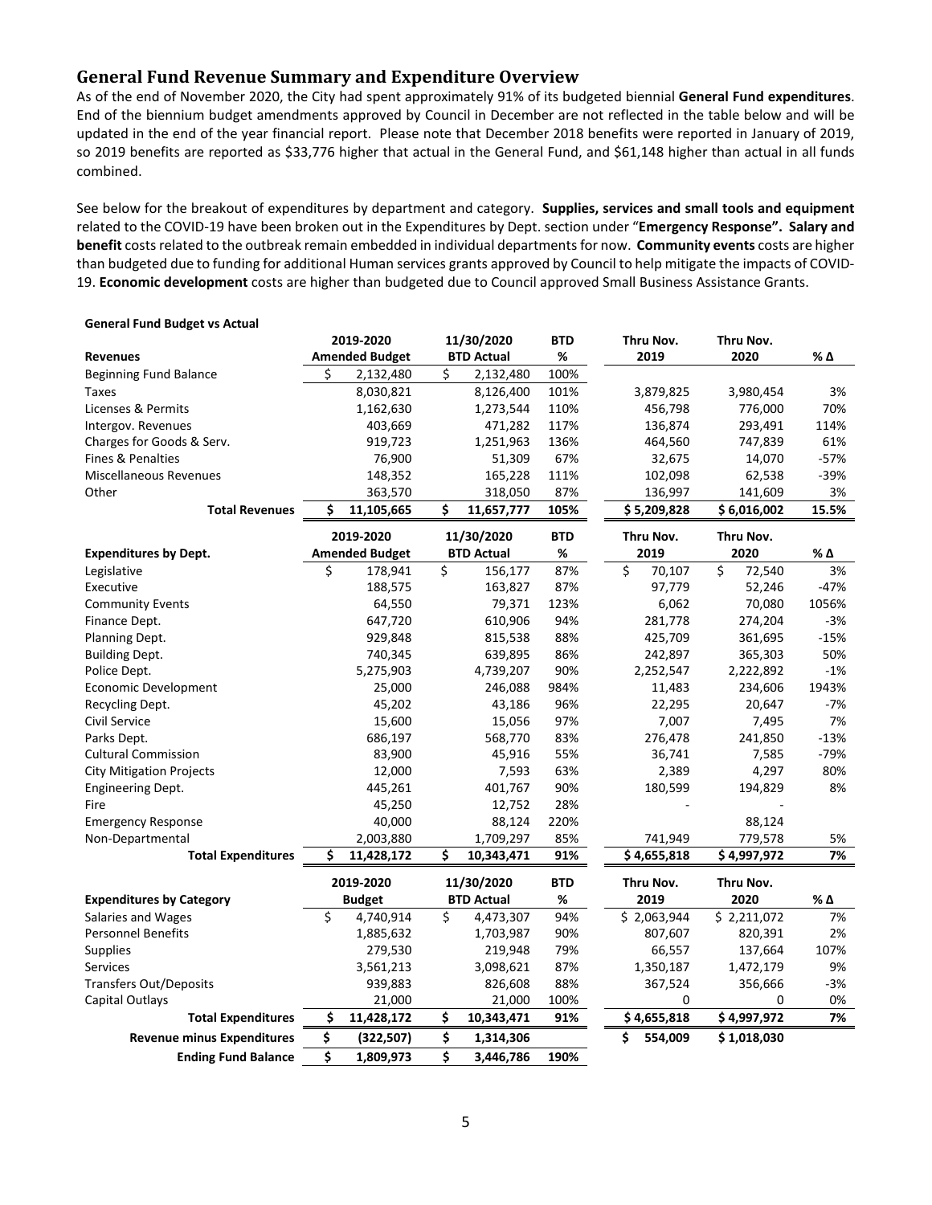## General Fund Revenue Summary and Expenditure Overview

As of the end of November 2020, the City had spent approximately 91% of its budgeted biennial **General Fund expenditures**. End of the biennium budget amendments approved by Council in December are not reflected in the table below and will be updated in the end of the year financial report. Please note that December 2018 benefits were reported in January of 2019, so 2019 benefits are reported as $33,776 higher that actual in the General Fund, and $61,148 higher than actual in all funds combined.

See below for the breakout of expenditures by department and category. **Supplies, services and small tools and equipment** related to the COVID-19 have been broken out in the Expenditures by Dept. section under "**Emergency Response". Salary and benefit** costs related to the outbreak remain embedded in individual departments for now. **Community events** costs are higher than budgeted due to funding for additional Human services grants approved by Council to help mitigate the impacts of COVID-19. **Economic development** costs are higher than budgeted due to Council approved Small Business Assistance Grants.

**General Fund Budget vs Actual**

| Revenues | 2019-2020 Amended Budget | 11/30/2020 BTD Actual | BTD % | Thru Nov. 2019 | Thru Nov. 2020 | % Δ |
|---|---|---|---|---|---|---|
| Beginning Fund Balance | $ 2,132,480 | $ 2,132,480 | 100% | | | |
| Taxes | 8,030,821 | 8,126,400 | 101% | 3,879,825 | 3,980,454 | 3% |
| Licenses & Permits | 1,162,630 | 1,273,544 | 110% | 456,798 | 776,000 | 70% |
| Intergov. Revenues | 403,669 | 471,282 | 117% | 136,874 | 293,491 | 114% |
| Charges for Goods & Serv. | 919,723 | 1,251,963 | 136% | 464,560 | 747,839 | 61% |
| Fines & Penalties | 76,900 | 51,309 | 67% | 32,675 | 14,070 | -57% |
| Miscellaneous Revenues | 148,352 | 165,228 | 111% | 102,098 | 62,538 | -39% |
| Other | 363,570 | 318,050 | 87% | 136,997 | 141,609 | 3% |
| **Total Revenues** | **$ 11,105,665** | **$ 11,657,777** | **105%** | **$ 5,209,828** | **$ 6,016,002** | **15.5%** |

| Expenditures by Dept. | 2019-2020 Amended Budget | 11/30/2020 BTD Actual | BTD % | Thru Nov. 2019 | Thru Nov. 2020 | % Δ |
|---|---|---|---|---|---|---|
| Legislative | $ 178,941 | $ 156,177 | 87% | $ 70,107 | $ 72,540 | 3% |
| Executive | 188,575 | 163,827 | 87% | 97,779 | 52,246 | -47% |
| Community Events | 64,550 | 79,371 | 123% | 6,062 | 70,080 | 1056% |
| Finance Dept. | 647,720 | 610,906 | 94% | 281,778 | 274,204 | -3% |
| Planning Dept. | 929,848 | 815,538 | 88% | 425,709 | 361,695 | -15% |
| Building Dept. | 740,345 | 639,895 | 86% | 242,897 | 365,303 | 50% |
| Police Dept. | 5,275,903 | 4,739,207 | 90% | 2,252,547 | 2,222,892 | -1% |
| Economic Development | 25,000 | 246,088 | 984% | 11,483 | 234,606 | 1943% |
| Recycling Dept. | 45,202 | 43,186 | 96% | 22,295 | 20,647 | -7% |
| Civil Service | 15,600 | 15,056 | 97% | 7,007 | 7,495 | 7% |
| Parks Dept. | 686,197 | 568,770 | 83% | 276,478 | 241,850 | -13% |
| Cultural Commission | 83,900 | 45,916 | 55% | 36,741 | 7,585 | -79% |
| City Mitigation Projects | 12,000 | 7,593 | 63% | 2,389 | 4,297 | 80% |
| Engineering Dept. | 445,261 | 401,767 | 90% | 180,599 | 194,829 | 8% |
| Fire | 45,250 | 12,752 | 28% | - | - | |
| Emergency Response | 40,000 | 88,124 | 220% | | 88,124 | |
| Non-Departmental | 2,003,880 | 1,709,297 | 85% | 741,949 | 779,578 | 5% |
| **Total Expenditures** | **$ 11,428,172** | **$ 10,343,471** | **91%** | **$ 4,655,818** | **$ 4,997,972** | **7%** |

| Expenditures by Category | 2019-2020 Budget | 11/30/2020 BTD Actual | BTD % | Thru Nov. 2019 | Thru Nov. 2020 | % Δ |
|---|---|---|---|---|---|---|
| Salaries and Wages | $ 4,740,914 | $ 4,473,307 | 94% | $ 2,063,944 | $ 2,211,072 | 7% |
| Personnel Benefits | 1,885,632 | 1,703,987 | 90% | 807,607 | 820,391 | 2% |
| Supplies | 279,530 | 219,948 | 79% | 66,557 | 137,664 | 107% |
| Services | 3,561,213 | 3,098,621 | 87% | 1,350,187 | 1,472,179 | 9% |
| Transfers Out/Deposits | 939,883 | 826,608 | 88% | 367,524 | 356,666 | -3% |
| Capital Outlays | 21,000 | 21,000 | 100% | 0 | 0 | 0% |
| **Total Expenditures** | **$ 11,428,172** | **$ 10,343,471** | **91%** | **$ 4,655,818** | **$ 4,997,972** | **7%** |
| **Revenue minus Expenditures** | **$ (322,507)** | **$ 1,314,306** | | **$ 554,009** | **$ 1,018,030** | |
| **Ending Fund Balance** | **$ 1,809,973** | **$ 3,446,786** | **190%** | | | |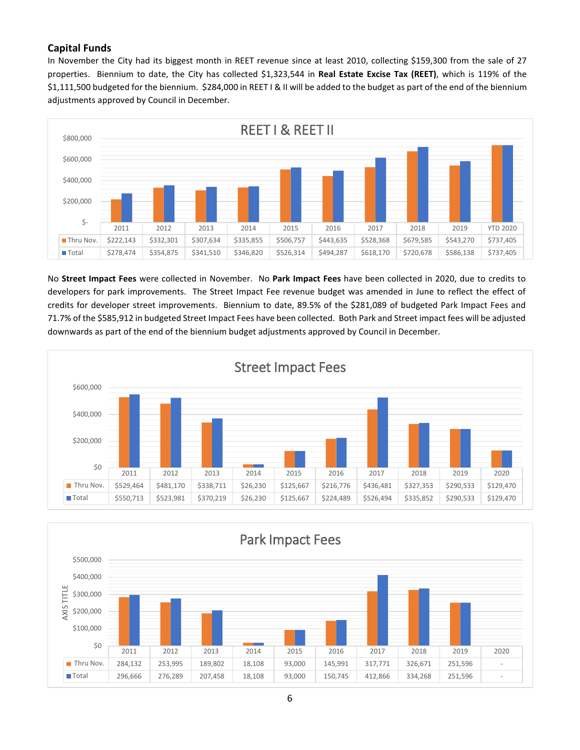## Capital Funds

In November the City had its biggest month in REET revenue since at least 2010, collecting $159,300 from the sale of 27 properties. Biennium to date, the City has collected $1,323,544 in **Real Estate Excise Tax (REET)**, which is 119% of the $1,111,500 budgeted for the biennium. $284,000 in REET I & II will be added to the budget as part of the end of the biennium adjustments approved by Council in December.

**REET I & REET II**

| | 2011 | 2012 | 2013 | 2014 | 2015 | 2016 | 2017 | 2018 | 2019 | YTD 2020 |
|---|---|---|---|---|---|---|---|---|---|---|
| Thru Nov. | $222,143 | $332,301 | $307,634 | $335,855 | $506,757 | $443,635 | $528,368 | $679,585 | $543,270 | $737,405 |
| Total | $278,474 | $354,875 | $341,510 | $346,820 | $526,314 | $494,287 | $618,170 | $720,678 | $586,138 | $737,405 |

No **Street Impact Fees** were collected in November. No **Park Impact Fees** have been collected in 2020, due to credits to developers for park improvements. The Street Impact Fee revenue budget was amended in June to reflect the effect of credits for developer street improvements. Biennium to date, 89.5% of the $281,089 of budgeted Park Impact Fees and 71.7% of the $585,912 in budgeted Street Impact Fees have been collected. Both Park and Street impact fees will be adjusted downwards as part of the end of the biennium budget adjustments approved by Council in December.

**Street Impact Fees**

| | 2011 | 2012 | 2013 | 2014 | 2015 | 2016 | 2017 | 2018 | 2019 | 2020 |
|---|---|---|---|---|---|---|---|---|---|---|
| Thru Nov. | $529,464 | $481,170 | $338,711 | $26,230 | $125,667 | $216,776 | $436,481 | $327,353 | $290,533 | $129,470 |
| Total | $550,713 | $523,981 | $370,219 | $26,230 | $125,667 | $224,489 | $526,494 | $335,852 | $290,533 | $129,470 |

**Park Impact Fees**

| | 2011 | 2012 | 2013 | 2014 | 2015 | 2016 | 2017 | 2018 | 2019 | 2020 |
|---|---|---|---|---|---|---|---|---|---|---|
| Thru Nov. | 284,132 | 253,995 | 189,802 | 18,108 | 93,000 | 145,991 | 317,771 | 326,671 | 251,596 | - |
| Total | 296,666 | 276,289 | 207,458 | 18,108 | 93,000 | 150,745 | 412,866 | 334,268 | 251,596 | - |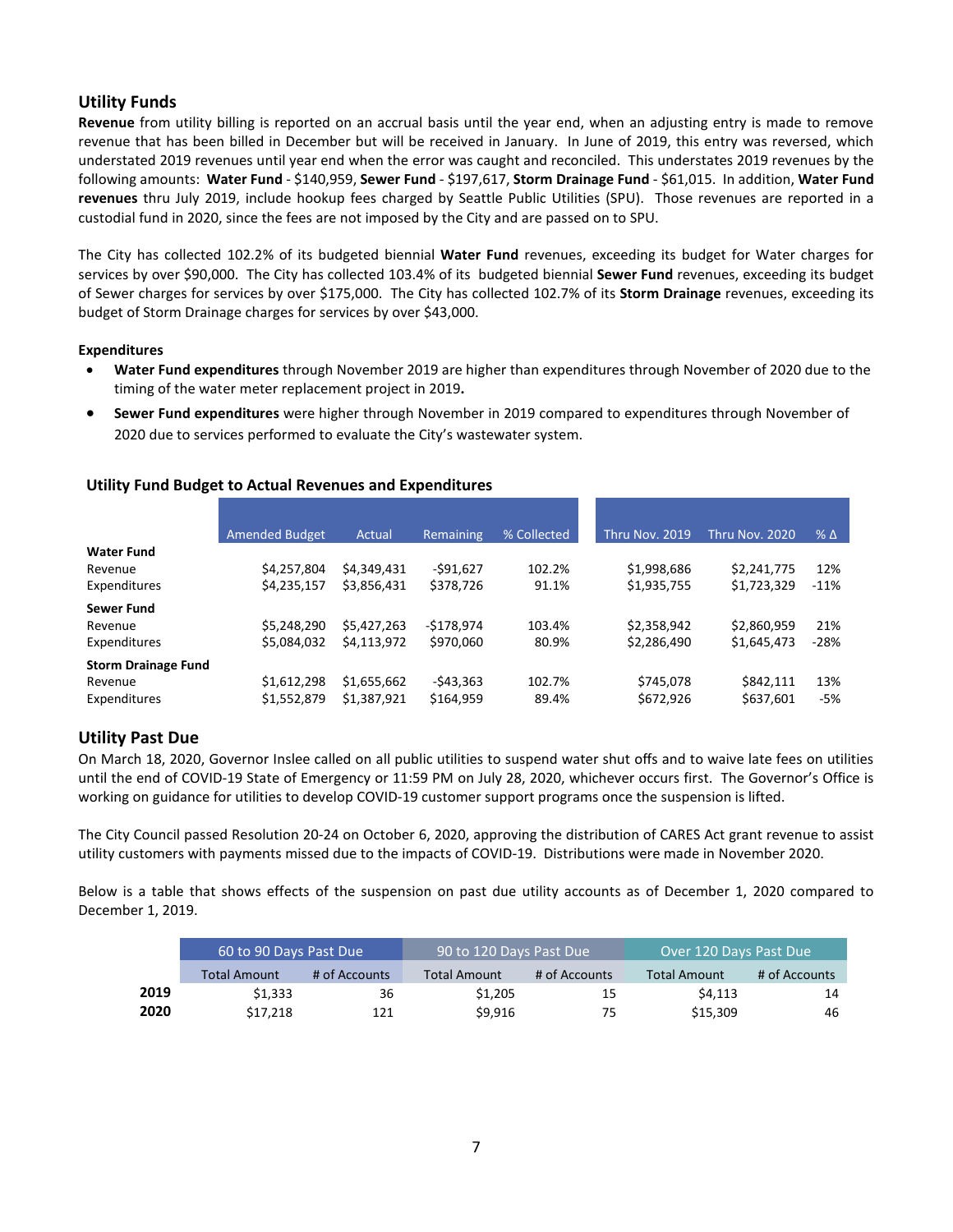## Utility Funds

**Revenue** from utility billing is reported on an accrual basis until the year end, when an adjusting entry is made to remove revenue that has been billed in December but will be received in January. In June of 2019, this entry was reversed, which understated 2019 revenues until year end when the error was caught and reconciled. This understates 2019 revenues by the following amounts: **Water Fund** - $140,959, **Sewer Fund** - $197,617, **Storm Drainage Fund** - $61,015. In addition, **Water Fund revenues** thru July 2019, include hookup fees charged by Seattle Public Utilities (SPU). Those revenues are reported in a custodial fund in 2020, since the fees are not imposed by the City and are passed on to SPU.

The City has collected 102.2% of its budgeted biennial **Water Fund** revenues, exceeding its budget for Water charges for services by over $90,000. The City has collected 103.4% of its budgeted biennial **Sewer Fund** revenues, exceeding its budget of Sewer charges for services by over $175,000. The City has collected 102.7% of its **Storm Drainage** revenues, exceeding its budget of Storm Drainage charges for services by over $43,000.

**Expenditures**

- **Water Fund expenditures** through November 2019 are higher than expenditures through November of 2020 due to the timing of the water meter replacement project in 2019**.**
- **Sewer Fund expenditures** were higher through November in 2019 compared to expenditures through November of 2020 due to services performed to evaluate the City's wastewater system.

**Utility Fund Budget to Actual Revenues and Expenditures**

| | Amended Budget | Actual | Remaining | % Collected | Thru Nov. 2019 | Thru Nov. 2020 | % Δ |
|---|---|---|---|---|---|---|---|
| **Water Fund** | | | | | | | |
| Revenue | $4,257,804 | $4,349,431 | -$91,627 | 102.2% | $1,998,686 | $2,241,775 | 12% |
| Expenditures | $4,235,157 | $3,856,431 | $378,726 | 91.1% | $1,935,755 | $1,723,329 | -11% |
| **Sewer Fund** | | | | | | | |
| Revenue | $5,248,290 | $5,427,263 | -$178,974 | 103.4% | $2,358,942 | $2,860,959 | 21% |
| Expenditures | $5,084,032 | $4,113,972 | $970,060 | 80.9% | $2,286,490 | $1,645,473 | -28% |
| **Storm Drainage Fund** | | | | | | | |
| Revenue | $1,612,298 | $1,655,662 | -$43,363 | 102.7% | $745,078 | $842,111 | 13% |
| Expenditures | $1,552,879 | $1,387,921 | $164,959 | 89.4% | $672,926 | $637,601 | -5% |

## Utility Past Due

On March 18, 2020, Governor Inslee called on all public utilities to suspend water shut offs and to waive late fees on utilities until the end of COVID-19 State of Emergency or 11:59 PM on July 28, 2020, whichever occurs first. The Governor's Office is working on guidance for utilities to develop COVID-19 customer support programs once the suspension is lifted.

The City Council passed Resolution 20-24 on October 6, 2020, approving the distribution of CARES Act grant revenue to assist utility customers with payments missed due to the impacts of COVID-19. Distributions were made in November 2020.

Below is a table that shows effects of the suspension on past due utility accounts as of December 1, 2020 compared to December 1, 2019.

| | 60 to 90 Days Past Due | | 90 to 120 Days Past Due | | Over 120 Days Past Due | |
|---|---|---|---|---|---|---|
| | Total Amount | # of Accounts | Total Amount | # of Accounts | Total Amount | # of Accounts |
| **2019** | $1,333 | 36 | $1,205 | 15 | $4,113 | 14 |
| **2020** | $17,218 | 121 | $9,916 | 75 | $15,309 | 46 |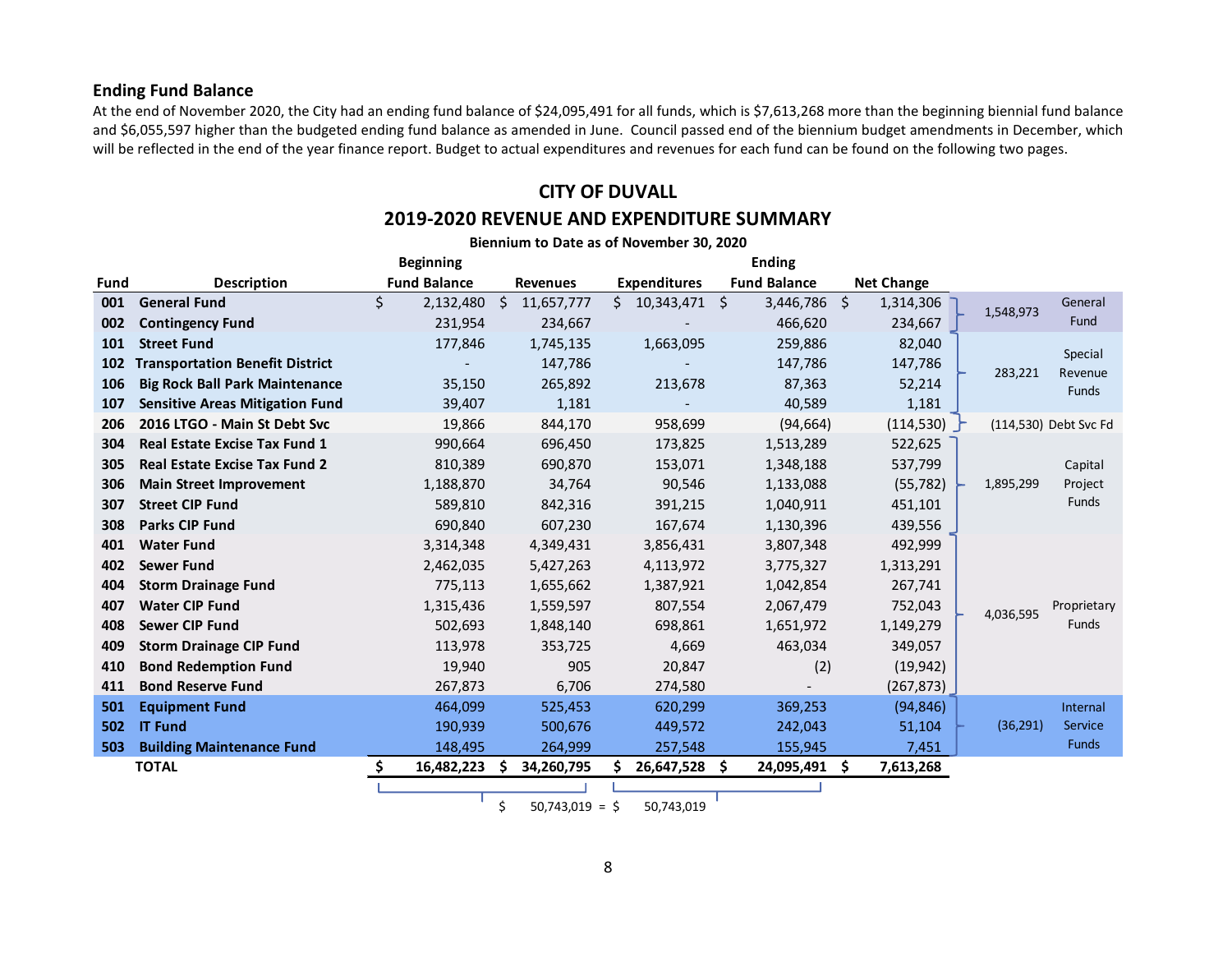## Ending Fund Balance

At the end of November 2020, the City had an ending fund balance of $24,095,491 for all funds, which is $7,613,268 more than the beginning biennial fund balance and $6,055,597 higher than the budgeted ending fund balance as amended in June. Council passed end of the biennium budget amendments in December, which will be reflected in the end of the year finance report. Budget to actual expenditures and revenues for each fund can be found on the following two pages.

## CITY OF DUVALL

## 2019-2020 REVENUE AND EXPENDITURE SUMMARY

**Biennium to Date as of November 30, 2020**

| Fund | Description | Beginning Fund Balance | Revenues | Expenditures | Ending Fund Balance | Net Change | Group Total | Fund Group |
|---|---|---|---|---|---|---|---|---|
| 001 | General Fund | $ 2,132,480 | $ 11,657,777 | $ 10,343,471 | $ 3,446,786 | $ 1,314,306 | 1,548,973 | General Fund |
| 002 | Contingency Fund | 231,954 | 234,667 | - | 466,620 | 234,667 | | |
| 101 | Street Fund | 177,846 | 1,745,135 | 1,663,095 | 259,886 | 82,040 | 283,221 | Special Revenue Funds |
| 102 | Transportation Benefit District | - | 147,786 | - | 147,786 | 147,786 | | |
| 106 | Big Rock Ball Park Maintenance | 35,150 | 265,892 | 213,678 | 87,363 | 52,214 | | |
| 107 | Sensitive Areas Mitigation Fund | 39,407 | 1,181 | - | 40,589 | 1,181 | | |
| 206 | 2016 LTGO - Main St Debt Svc | 19,866 | 844,170 | 958,699 | (94,664) | (114,530) | (114,530) | Debt Svc Fd |
| 304 | Real Estate Excise Tax Fund 1 | 990,664 | 696,450 | 173,825 | 1,513,289 | 522,625 | 1,895,299 | Capital Project Funds |
| 305 | Real Estate Excise Tax Fund 2 | 810,389 | 690,870 | 153,071 | 1,348,188 | 537,799 | | |
| 306 | Main Street Improvement | 1,188,870 | 34,764 | 90,546 | 1,133,088 | (55,782) | | |
| 307 | Street CIP Fund | 589,810 | 842,316 | 391,215 | 1,040,911 | 451,101 | | |
| 308 | Parks CIP Fund | 690,840 | 607,230 | 167,674 | 1,130,396 | 439,556 | | |
| 401 | Water Fund | 3,314,348 | 4,349,431 | 3,856,431 | 3,807,348 | 492,999 | 4,036,595 | Proprietary Funds |
| 402 | Sewer Fund | 2,462,035 | 5,427,263 | 4,113,972 | 3,775,327 | 1,313,291 | | |
| 404 | Storm Drainage Fund | 775,113 | 1,655,662 | 1,387,921 | 1,042,854 | 267,741 | | |
| 407 | Water CIP Fund | 1,315,436 | 1,559,597 | 807,554 | 2,067,479 | 752,043 | | |
| 408 | Sewer CIP Fund | 502,693 | 1,848,140 | 698,861 | 1,651,972 | 1,149,279 | | |
| 409 | Storm Drainage CIP Fund | 113,978 | 353,725 | 4,669 | 463,034 | 349,057 | | |
| 410 | Bond Redemption Fund | 19,940 | 905 | 20,847 | (2) | (19,942) | | |
| 411 | Bond Reserve Fund | 267,873 | 6,706 | 274,580 | - | (267,873) | | |
| 501 | Equipment Fund | 464,099 | 525,453 | 620,299 | 369,253 | (94,846) | (36,291) | Internal Service Funds |
| 502 | IT Fund | 190,939 | 500,676 | 449,572 | 242,043 | 51,104 | | |
| 503 | Building Maintenance Fund | 148,495 | 264,999 | 257,548 | 155,945 | 7,451 | | |
| | **TOTAL** | **$ 16,482,223** | **$ 34,260,795** | **$ 26,647,528** | **$ 24,095,491** | **$ 7,613,268** | | |

$ 50,743,019 = $ 50,743,019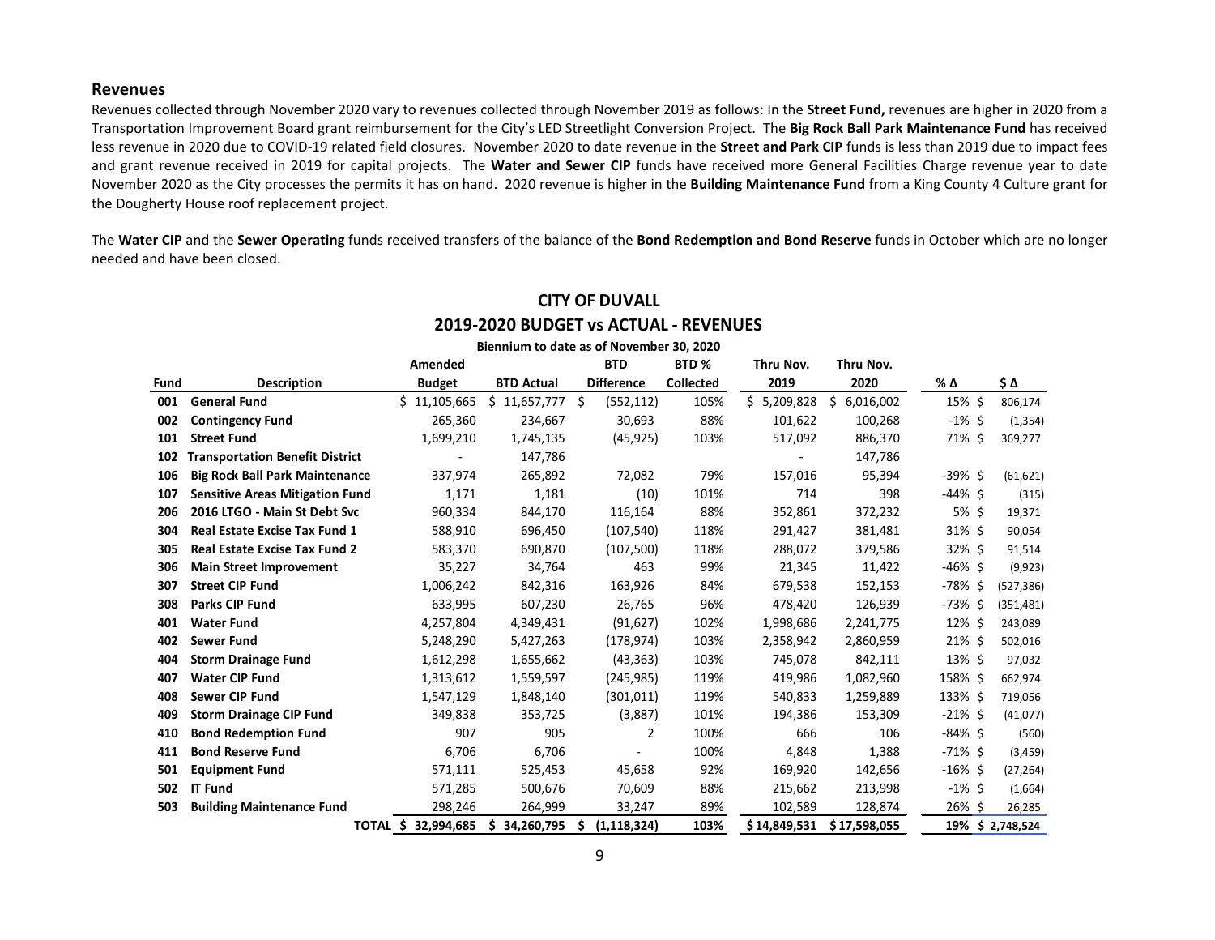## Revenues

Revenues collected through November 2020 vary to revenues collected through November 2019 as follows: In the **Street Fund,** revenues are higher in 2020 from a Transportation Improvement Board grant reimbursement for the City's LED Streetlight Conversion Project. The **Big Rock Ball Park Maintenance Fund** has received less revenue in 2020 due to COVID-19 related field closures. November 2020 to date revenue in the **Street and Park CIP** funds is less than 2019 due to impact fees and grant revenue received in 2019 for capital projects. The **Water and Sewer CIP** funds have received more General Facilities Charge revenue year to date November 2020 as the City processes the permits it has on hand. 2020 revenue is higher in the **Building Maintenance Fund** from a King County 4 Culture grant for the Dougherty House roof replacement project.

The **Water CIP** and the **Sewer Operating** funds received transfers of the balance of the **Bond Redemption and Bond Reserve** funds in October which are no longer needed and have been closed.

### CITY OF DUVALL
### 2019-2020 BUDGET vs ACTUAL - REVENUES

**Biennium to date as of November 30, 2020**

| Fund | Description | Amended Budget | BTD Actual | BTD Difference | BTD % Collected | Thru Nov. 2019 | Thru Nov. 2020 | % Δ | $ Δ |
|---|---|---|---|---|---|---|---|---|---|
| 001 | General Fund | $ 11,105,665 | $ 11,657,777 | $ (552,112) | 105% | $ 5,209,828 | $ 6,016,002 | 15% | $ 806,174 |
| 002 | Contingency Fund | 265,360 | 234,667 | 30,693 | 88% | 101,622 | 100,268 | -1% | $ (1,354) |
| 101 | Street Fund | 1,699,210 | 1,745,135 | (45,925) | 103% | 517,092 | 886,370 | 71% | $ 369,277 |
| 102 | Transportation Benefit District | - | 147,786 | | | - | 147,786 | | |
| 106 | Big Rock Ball Park Maintenance | 337,974 | 265,892 | 72,082 | 79% | 157,016 | 95,394 | -39% | $ (61,621) |
| 107 | Sensitive Areas Mitigation Fund | 1,171 | 1,181 | (10) | 101% | 714 | 398 | -44% | $ (315) |
| 206 | 2016 LTGO - Main St Debt Svc | 960,334 | 844,170 | 116,164 | 88% | 352,861 | 372,232 | 5% | $ 19,371 |
| 304 | Real Estate Excise Tax Fund 1 | 588,910 | 696,450 | (107,540) | 118% | 291,427 | 381,481 | 31% | $ 90,054 |
| 305 | Real Estate Excise Tax Fund 2 | 583,370 | 690,870 | (107,500) | 118% | 288,072 | 379,586 | 32% | $ 91,514 |
| 306 | Main Street Improvement | 35,227 | 34,764 | 463 | 99% | 21,345 | 11,422 | -46% | $ (9,923) |
| 307 | Street CIP Fund | 1,006,242 | 842,316 | 163,926 | 84% | 679,538 | 152,153 | -78% | $ (527,386) |
| 308 | Parks CIP Fund | 633,995 | 607,230 | 26,765 | 96% | 478,420 | 126,939 | -73% | $ (351,481) |
| 401 | Water Fund | 4,257,804 | 4,349,431 | (91,627) | 102% | 1,998,686 | 2,241,775 | 12% | $ 243,089 |
| 402 | Sewer Fund | 5,248,290 | 5,427,263 | (178,974) | 103% | 2,358,942 | 2,860,959 | 21% | $ 502,016 |
| 404 | Storm Drainage Fund | 1,612,298 | 1,655,662 | (43,363) | 103% | 745,078 | 842,111 | 13% | $ 97,032 |
| 407 | Water CIP Fund | 1,313,612 | 1,559,597 | (245,985) | 119% | 419,986 | 1,082,960 | 158% | $ 662,974 |
| 408 | Sewer CIP Fund | 1,547,129 | 1,848,140 | (301,011) | 119% | 540,833 | 1,259,889 | 133% | $ 719,056 |
| 409 | Storm Drainage CIP Fund | 349,838 | 353,725 | (3,887) | 101% | 194,386 | 153,309 | -21% | $ (41,077) |
| 410 | Bond Redemption Fund | 907 | 905 | 2 | 100% | 666 | 106 | -84% | $ (560) |
| 411 | Bond Reserve Fund | 6,706 | 6,706 | - | 100% | 4,848 | 1,388 | -71% | $ (3,459) |
| 501 | Equipment Fund | 571,111 | 525,453 | 45,658 | 92% | 169,920 | 142,656 | -16% | $ (27,264) |
| 502 | IT Fund | 571,285 | 500,676 | 70,609 | 88% | 215,662 | 213,998 | -1% | $ (1,664) |
| 503 | Building Maintenance Fund | 298,246 | 264,999 | 33,247 | 89% | 102,589 | 128,874 | 26% | $ 26,285 |
| | **TOTAL** | **$ 32,994,685** | **$ 34,260,795** | **$ (1,118,324)** | **103%** | **$ 14,849,531** | **$ 17,598,055** | **19%** | **$ 2,748,524** |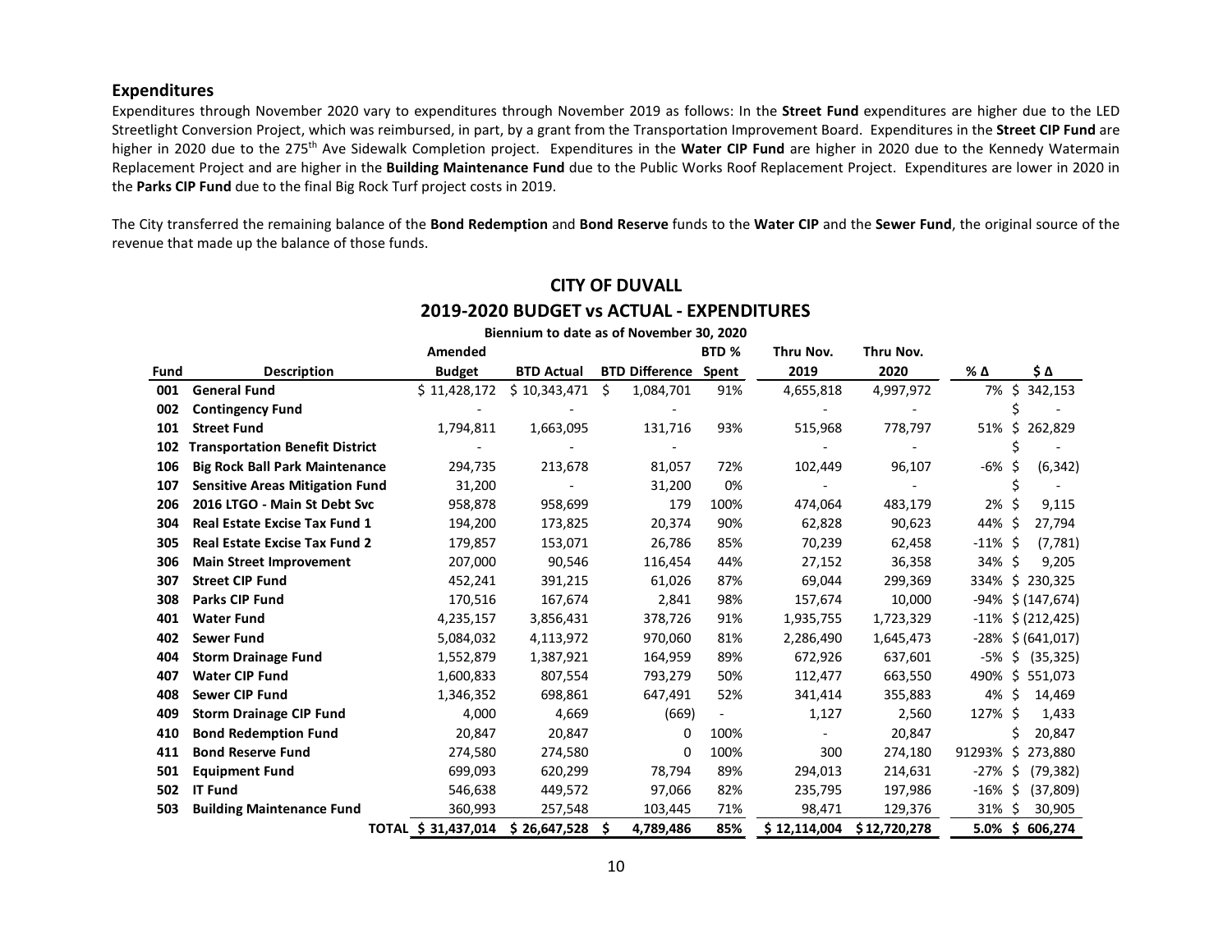## Expenditures

Expenditures through November 2020 vary to expenditures through November 2019 as follows: In the **Street Fund** expenditures are higher due to the LED Streetlight Conversion Project, which was reimbursed, in part, by a grant from the Transportation Improvement Board. Expenditures in the **Street CIP Fund** are higher in 2020 due to the 275th Ave Sidewalk Completion project. Expenditures in the **Water CIP Fund** are higher in 2020 due to the Kennedy Watermain Replacement Project and are higher in the **Building Maintenance Fund** due to the Public Works Roof Replacement Project. Expenditures are lower in 2020 in the **Parks CIP Fund** due to the final Big Rock Turf project costs in 2019.

The City transferred the remaining balance of the **Bond Redemption** and **Bond Reserve** funds to the **Water CIP** and the **Sewer Fund**, the original source of the revenue that made up the balance of those funds.

## CITY OF DUVALL

### 2019-2020 BUDGET vs ACTUAL - EXPENDITURES

**Biennium to date as of November 30, 2020**

| Fund | Description | Amended Budget | BTD Actual | BTD Difference | BTD % Spent | Thru Nov. 2019 | Thru Nov. 2020 | % Δ | $ Δ |
|---|---|---|---|---|---|---|---|---|---|
| 001 | **General Fund** | $ 11,428,172 | $ 10,343,471 | $ 1,084,701 | 91% | 4,655,818 | 4,997,972 | 7% | $ 342,153 |
| 002 | **Contingency Fund** | - | - | - | | - | - | | $ - |
| 101 | **Street Fund** | 1,794,811 | 1,663,095 | 131,716 | 93% | 515,968 | 778,797 | 51% | $ 262,829 |
| 102 | **Transportation Benefit District** | - | - | - | | - | - | | $ - |
| 106 | **Big Rock Ball Park Maintenance** | 294,735 | 213,678 | 81,057 | 72% | 102,449 | 96,107 | -6% | $ (6,342) |
| 107 | **Sensitive Areas Mitigation Fund** | 31,200 | - | 31,200 | 0% | - | - | | $ - |
| 206 | **2016 LTGO - Main St Debt Svc** | 958,878 | 958,699 | 179 | 100% | 474,064 | 483,179 | 2% | $ 9,115 |
| 304 | **Real Estate Excise Tax Fund 1** | 194,200 | 173,825 | 20,374 | 90% | 62,828 | 90,623 | 44% | $ 27,794 |
| 305 | **Real Estate Excise Tax Fund 2** | 179,857 | 153,071 | 26,786 | 85% | 70,239 | 62,458 | -11% | $ (7,781) |
| 306 | **Main Street Improvement** | 207,000 | 90,546 | 116,454 | 44% | 27,152 | 36,358 | 34% | $ 9,205 |
| 307 | **Street CIP Fund** | 452,241 | 391,215 | 61,026 | 87% | 69,044 | 299,369 | 334% | $ 230,325 |
| 308 | **Parks CIP Fund** | 170,516 | 167,674 | 2,841 | 98% | 157,674 | 10,000 | -94% | $ (147,674) |
| 401 | **Water Fund** | 4,235,157 | 3,856,431 | 378,726 | 91% | 1,935,755 | 1,723,329 | -11% | $ (212,425) |
| 402 | **Sewer Fund** | 5,084,032 | 4,113,972 | 970,060 | 81% | 2,286,490 | 1,645,473 | -28% | $ (641,017) |
| 404 | **Storm Drainage Fund** | 1,552,879 | 1,387,921 | 164,959 | 89% | 672,926 | 637,601 | -5% | $ (35,325) |
| 407 | **Water CIP Fund** | 1,600,833 | 807,554 | 793,279 | 50% | 112,477 | 663,550 | 490% | $ 551,073 |
| 408 | **Sewer CIP Fund** | 1,346,352 | 698,861 | 647,491 | 52% | 341,414 | 355,883 | 4% | $ 14,469 |
| 409 | **Storm Drainage CIP Fund** | 4,000 | 4,669 | (669) | - | 1,127 | 2,560 | 127% | $ 1,433 |
| 410 | **Bond Redemption Fund** | 20,847 | 20,847 | 0 | 100% | - | 20,847 | | $ 20,847 |
| 411 | **Bond Reserve Fund** | 274,580 | 274,580 | 0 | 100% | 300 | 274,180 | 91293% | $ 273,880 |
| 501 | **Equipment Fund** | 699,093 | 620,299 | 78,794 | 89% | 294,013 | 214,631 | -27% | $ (79,382) |
| 502 | **IT Fund** | 546,638 | 449,572 | 97,066 | 82% | 235,795 | 197,986 | -16% | $ (37,809) |
| 503 | **Building Maintenance Fund** | 360,993 | 257,548 | 103,445 | 71% | 98,471 | 129,376 | 31% | $ 30,905 |
| | **TOTAL** | **$ 31,437,014** | **$ 26,647,528** | **$ 4,789,486** | **85%** | **$ 12,114,004** | **$ 12,720,278** | **5.0%** | **$ 606,274** |